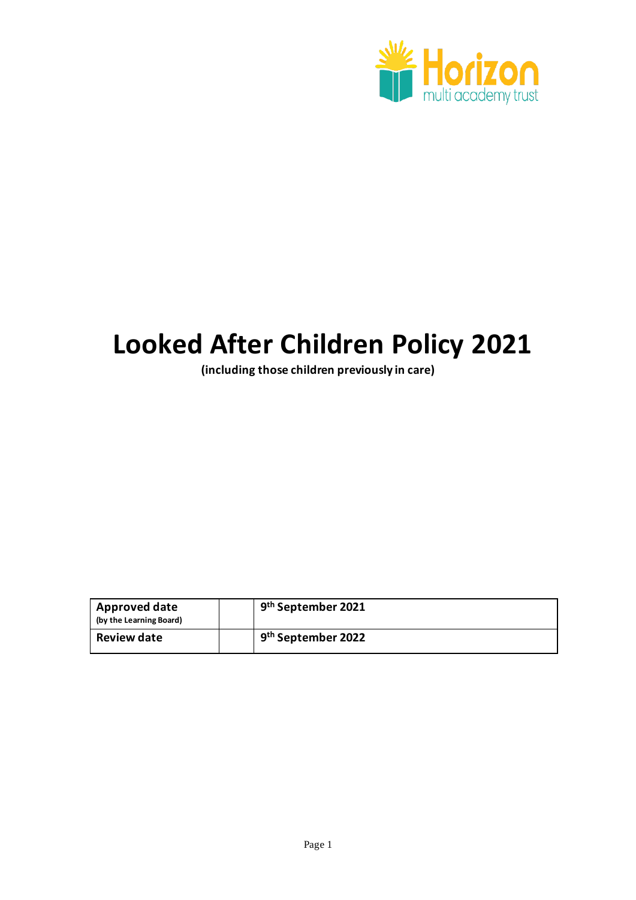Horizon multi academy trust

# Looked After Children Policy 2021

**(including those children previously in care)**

| | | |
|---|---|---|
| **Approved date** (by the Learning Board) | | **9th September 2021** |
| **Review date** | | **9th September 2022** |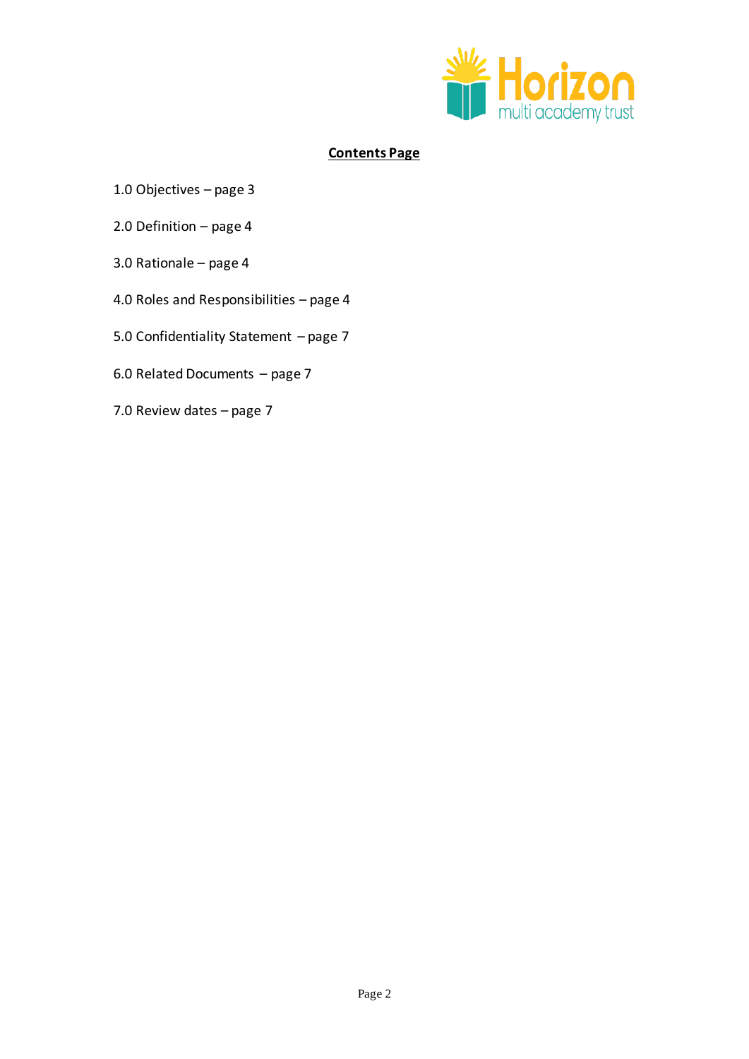**Contents Page**

1.0 Objectives – page 3

2.0 Definition – page 4

3.0 Rationale – page 4

4.0 Roles and Responsibilities – page 4

5.0 Confidentiality Statement – page 7

6.0 Related Documents – page 7

7.0 Review dates – page 7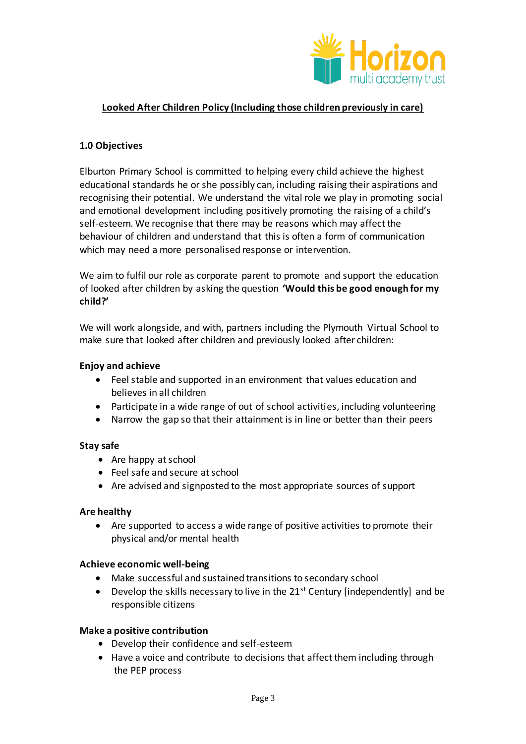<u>**Looked After Children Policy (Including those children previously in care)**</u>

## 1.0 Objectives

Elburton Primary School is committed to helping every child achieve the highest educational standards he or she possibly can, including raising their aspirations and recognising their potential. We understand the vital role we play in promoting social and emotional development including positively promoting the raising of a child's self-esteem. We recognise that there may be reasons which may affect the behaviour of children and understand that this is often a form of communication which may need a more personalised response or intervention.

We aim to fulfil our role as corporate parent to promote and support the education of looked after children by asking the question **'Would this be good enough for my child?'**

We will work alongside, and with, partners including the Plymouth Virtual School to make sure that looked after children and previously looked after children:

**Enjoy and achieve**

- Feel stable and supported in an environment that values education and believes in all children
- Participate in a wide range of out of school activities, including volunteering
- Narrow the gap so that their attainment is in line or better than their peers

**Stay safe**

- Are happy at school
- Feel safe and secure at school
- Are advised and signposted to the most appropriate sources of support

**Are healthy**

- Are supported to access a wide range of positive activities to promote their physical and/or mental health

**Achieve economic well-being**

- Make successful and sustained transitions to secondary school
- Develop the skills necessary to live in the 21st Century [independently] and be responsible citizens

**Make a positive contribution**

- Develop their confidence and self-esteem
- Have a voice and contribute to decisions that affect them including through the PEP process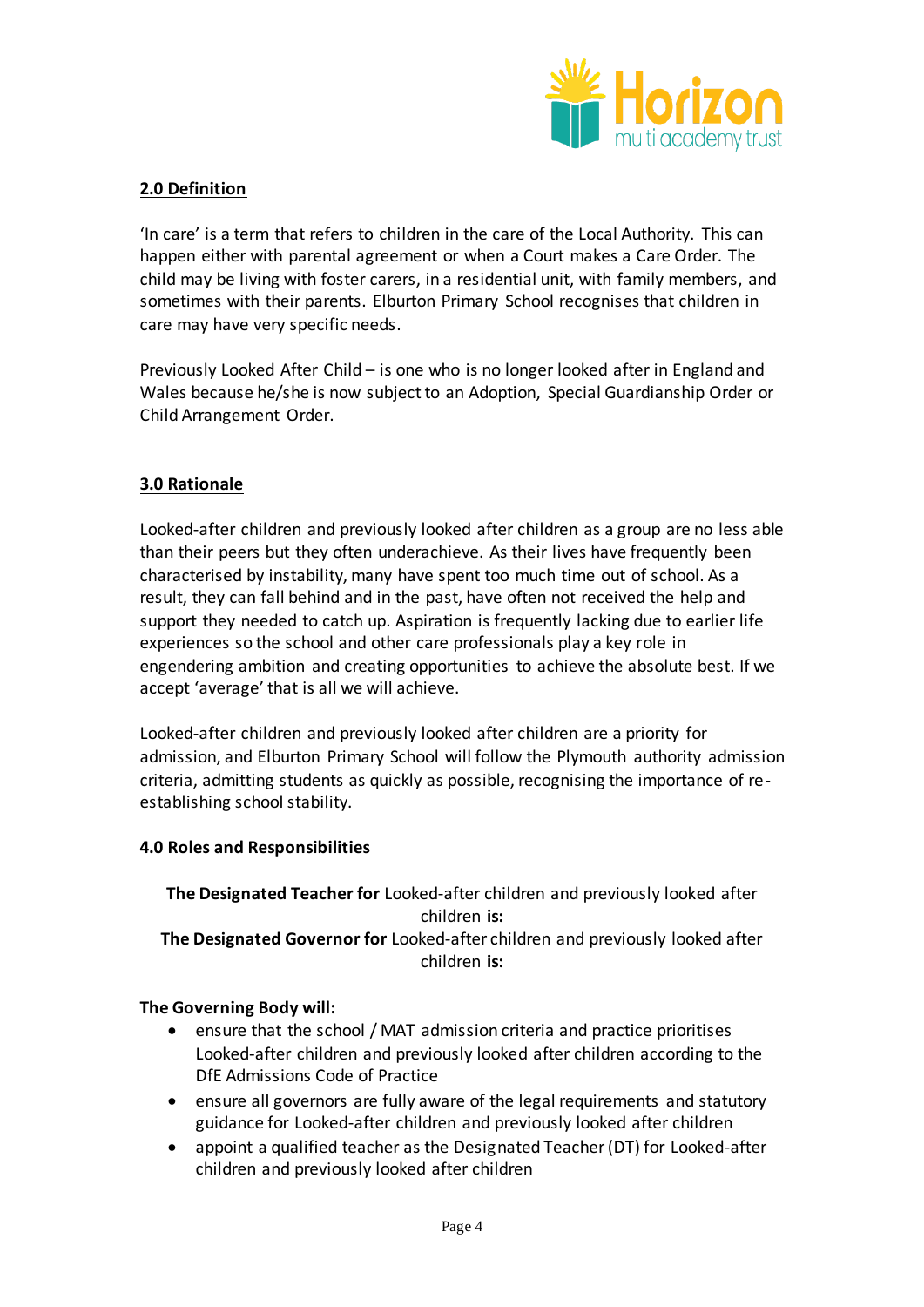## 2.0 Definition

'In care' is a term that refers to children in the care of the Local Authority. This can happen either with parental agreement or when a Court makes a Care Order. The child may be living with foster carers, in a residential unit, with family members, and sometimes with their parents. Elburton Primary School recognises that children in care may have very specific needs.

Previously Looked After Child – is one who is no longer looked after in England and Wales because he/she is now subject to an Adoption, Special Guardianship Order or Child Arrangement Order.

## 3.0 Rationale

Looked-after children and previously looked after children as a group are no less able than their peers but they often underachieve. As their lives have frequently been characterised by instability, many have spent too much time out of school. As a result, they can fall behind and in the past, have often not received the help and support they needed to catch up. Aspiration is frequently lacking due to earlier life experiences so the school and other care professionals play a key role in engendering ambition and creating opportunities to achieve the absolute best. If we accept 'average' that is all we will achieve.

Looked-after children and previously looked after children are a priority for admission, and Elburton Primary School will follow the Plymouth authority admission criteria, admitting students as quickly as possible, recognising the importance of re-establishing school stability.

## 4.0 Roles and Responsibilities

**The Designated Teacher for** Looked-after children and previously looked after children **is:**

**The Designated Governor for** Looked-after children and previously looked after children **is:**

**The Governing Body will:**

- ensure that the school / MAT admission criteria and practice prioritises Looked-after children and previously looked after children according to the DfE Admissions Code of Practice
- ensure all governors are fully aware of the legal requirements and statutory guidance for Looked-after children and previously looked after children
- appoint a qualified teacher as the Designated Teacher (DT) for Looked-after children and previously looked after children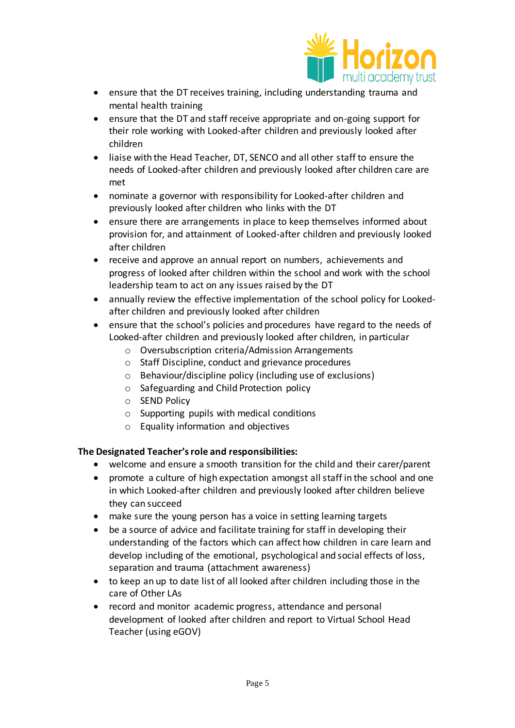- ensure that the DT receives training, including understanding trauma and mental health training
- ensure that the DT and staff receive appropriate and on-going support for their role working with Looked-after children and previously looked after children
- liaise with the Head Teacher, DT, SENCO and all other staff to ensure the needs of Looked-after children and previously looked after children care are met
- nominate a governor with responsibility for Looked-after children and previously looked after children who links with the DT
- ensure there are arrangements in place to keep themselves informed about provision for, and attainment of Looked-after children and previously looked after children
- receive and approve an annual report on numbers, achievements and progress of looked after children within the school and work with the school leadership team to act on any issues raised by the DT
- annually review the effective implementation of the school policy for Looked-after children and previously looked after children
- ensure that the school's policies and procedures have regard to the needs of Looked-after children and previously looked after children, in particular
    - Oversubscription criteria/Admission Arrangements
    - Staff Discipline, conduct and grievance procedures
    - Behaviour/discipline policy (including use of exclusions)
    - Safeguarding and Child Protection policy
    - SEND Policy
    - Supporting pupils with medical conditions
    - Equality information and objectives

**The Designated Teacher's role and responsibilities:**

- welcome and ensure a smooth transition for the child and their carer/parent
- promote a culture of high expectation amongst all staff in the school and one in which Looked-after children and previously looked after children believe they can succeed
- make sure the young person has a voice in setting learning targets
- be a source of advice and facilitate training for staff in developing their understanding of the factors which can affect how children in care learn and develop including of the emotional, psychological and social effects of loss, separation and trauma (attachment awareness)
- to keep an up to date list of all looked after children including those in the care of Other LAs
- record and monitor academic progress, attendance and personal development of looked after children and report to Virtual School Head Teacher (using eGOV)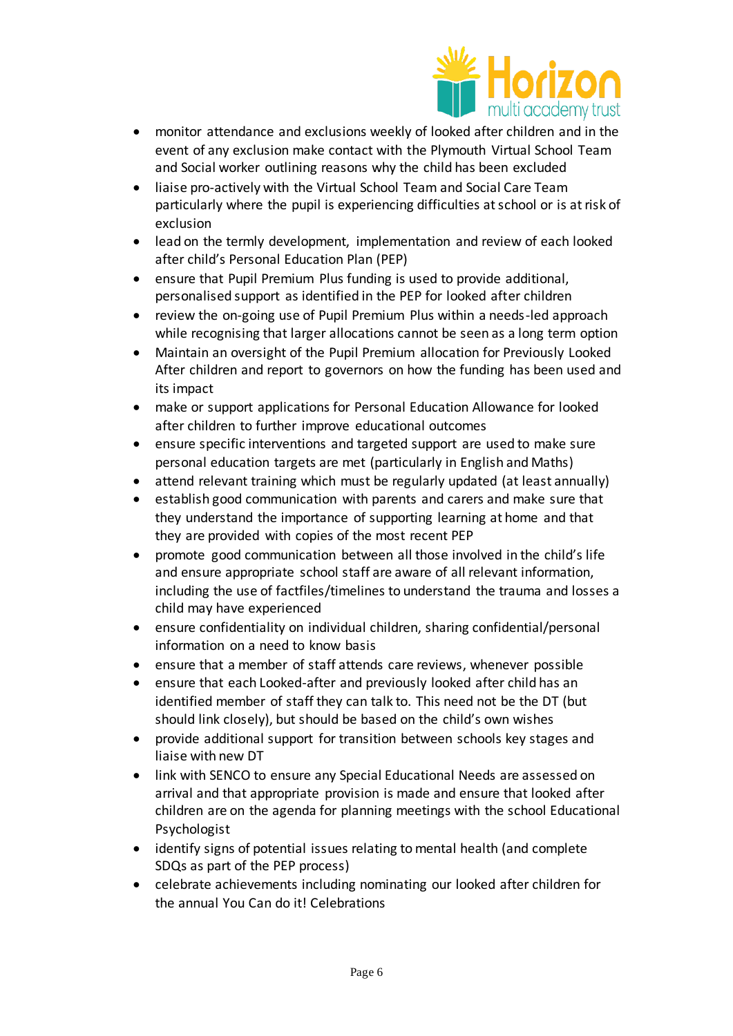- monitor attendance and exclusions weekly of looked after children and in the event of any exclusion make contact with the Plymouth Virtual School Team and Social worker outlining reasons why the child has been excluded
- liaise pro-actively with the Virtual School Team and Social Care Team particularly where the pupil is experiencing difficulties at school or is at risk of exclusion
- lead on the termly development, implementation and review of each looked after child's Personal Education Plan (PEP)
- ensure that Pupil Premium Plus funding is used to provide additional, personalised support as identified in the PEP for looked after children
- review the on-going use of Pupil Premium Plus within a needs-led approach while recognising that larger allocations cannot be seen as a long term option
- Maintain an oversight of the Pupil Premium allocation for Previously Looked After children and report to governors on how the funding has been used and its impact
- make or support applications for Personal Education Allowance for looked after children to further improve educational outcomes
- ensure specific interventions and targeted support are used to make sure personal education targets are met (particularly in English and Maths)
- attend relevant training which must be regularly updated (at least annually)
- establish good communication with parents and carers and make sure that they understand the importance of supporting learning at home and that they are provided with copies of the most recent PEP
- promote good communication between all those involved in the child's life and ensure appropriate school staff are aware of all relevant information, including the use of factfiles/timelines to understand the trauma and losses a child may have experienced
- ensure confidentiality on individual children, sharing confidential/personal information on a need to know basis
- ensure that a member of staff attends care reviews, whenever possible
- ensure that each Looked-after and previously looked after child has an identified member of staff they can talk to. This need not be the DT (but should link closely), but should be based on the child's own wishes
- provide additional support for transition between schools key stages and liaise with new DT
- link with SENCO to ensure any Special Educational Needs are assessed on arrival and that appropriate provision is made and ensure that looked after children are on the agenda for planning meetings with the school Educational Psychologist
- identify signs of potential issues relating to mental health (and complete SDQs as part of the PEP process)
- celebrate achievements including nominating our looked after children for the annual You Can do it! Celebrations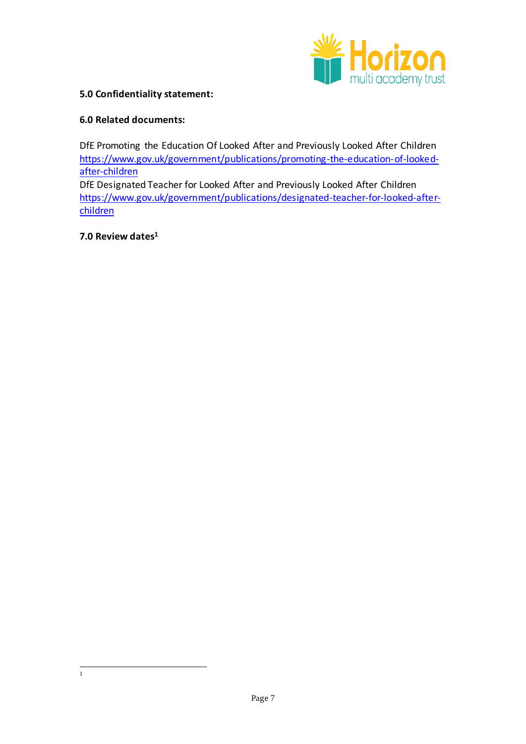**5.0 Confidentiality statement:**

**6.0 Related documents:**

DfE Promoting the Education Of Looked After and Previously Looked After Children
https://www.gov.uk/government/publications/promoting-the-education-of-looked-after-children
DfE Designated Teacher for Looked After and Previously Looked After Children
https://www.gov.uk/government/publications/designated-teacher-for-looked-after-children

**7.0 Review dates[1]**

[1]